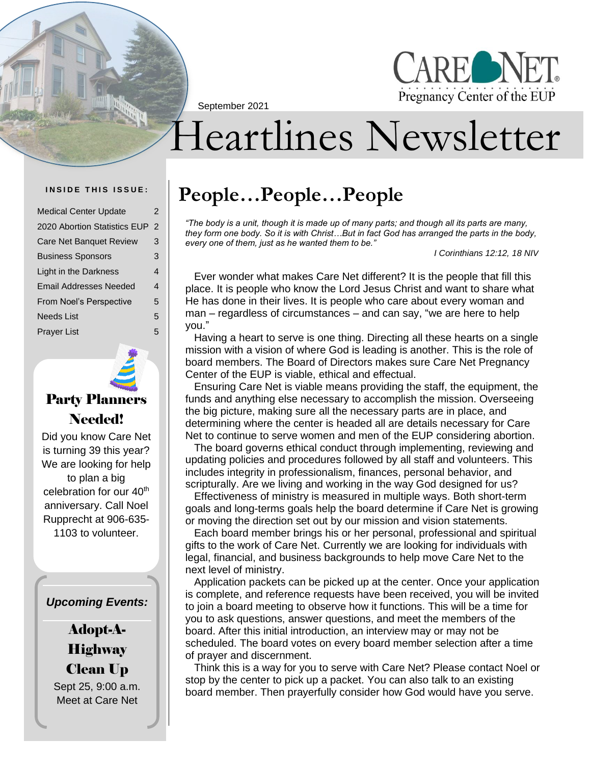CARE NET
Pregnancy Center of the EUP

September 2021

# Heartlines Newsletter

**INSIDE THIS ISSUE:**

| | |
|---|---|
| Medical Center Update | 2 |
| 2020 Abortion Statistics EUP | 2 |
| Care Net Banquet Review | 3 |
| Business Sponsors | 3 |
| Light in the Darkness | 4 |
| Email Addresses Needed | 4 |
| From Noel's Perspective | 5 |
| Needs List | 5 |
| Prayer List | 5 |

## People…People…People

*"The body is a unit, though it is made up of many parts; and though all its parts are many, they form one body. So it is with Christ…But in fact God has arranged the parts in the body, every one of them, just as he wanted them to be."*

*I Corinthians 12:12, 18 NIV*

Ever wonder what makes Care Net different? It is the people that fill this place. It is people who know the Lord Jesus Christ and want to share what He has done in their lives. It is people who care about every woman and man – regardless of circumstances – and can say, "we are here to help you."

Having a heart to serve is one thing. Directing all these hearts on a single mission with a vision of where God is leading is another. This is the role of board members. The Board of Directors makes sure Care Net Pregnancy Center of the EUP is viable, ethical and effectual.

Ensuring Care Net is viable means providing the staff, the equipment, the funds and anything else necessary to accomplish the mission. Overseeing the big picture, making sure all the necessary parts are in place, and determining where the center is headed all are details necessary for Care Net to continue to serve women and men of the EUP considering abortion.

The board governs ethical conduct through implementing, reviewing and updating policies and procedures followed by all staff and volunteers. This includes integrity in professionalism, finances, personal behavior, and scripturally. Are we living and working in the way God designed for us?

Effectiveness of ministry is measured in multiple ways. Both short-term goals and long-terms goals help the board determine if Care Net is growing or moving the direction set out by our mission and vision statements.

Each board member brings his or her personal, professional and spiritual gifts to the work of Care Net. Currently we are looking for individuals with legal, financial, and business backgrounds to help move Care Net to the next level of ministry.

Application packets can be picked up at the center. Once your application is complete, and reference requests have been received, you will be invited to join a board meeting to observe how it functions. This will be a time for you to ask questions, answer questions, and meet the members of the board. After this initial introduction, an interview may or may not be scheduled. The board votes on every board member selection after a time of prayer and discernment.

Think this is a way for you to serve with Care Net? Please contact Noel or stop by the center to pick up a packet. You can also talk to an existing board member. Then prayerfully consider how God would have you serve.

### Party Planners Needed!

Did you know Care Net is turning 39 this year? We are looking for help to plan a big celebration for our 40th anniversary. Call Noel Rupprecht at 906-635-1103 to volunteer.

***Upcoming Events:***

**Adopt-A-Highway Clean Up**

Sept 25, 9:00 a.m.
Meet at Care Net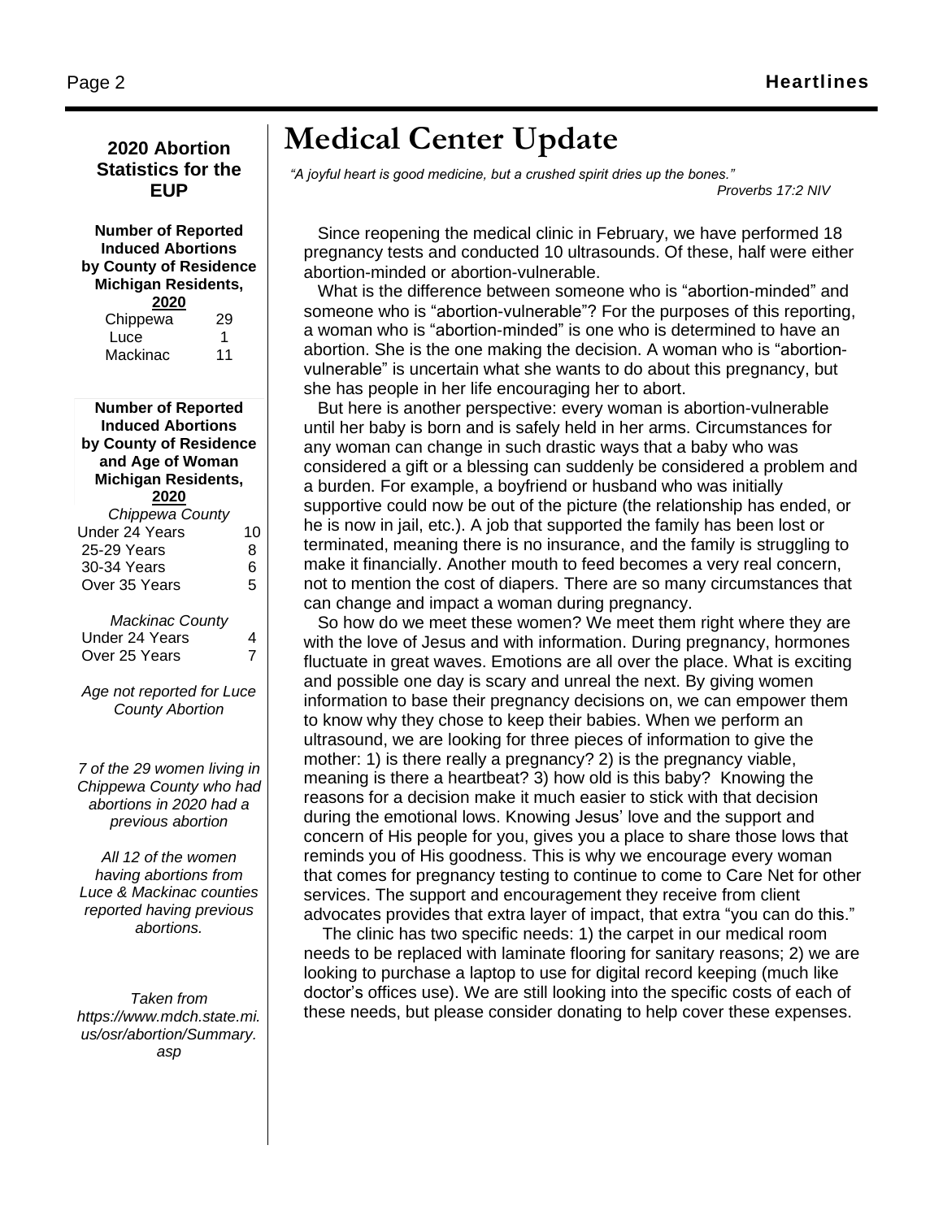## 2020 Abortion Statistics for the EUP

**Number of Reported Induced Abortions by County of Residence Michigan Residents, 2020**

| County | Number |
|---|---|
| Chippewa | 29 |
| Luce | 1 |
| Mackinac | 11 |

**Number of Reported Induced Abortions by County of Residence and Age of Woman Michigan Residents, 2020**

*Chippewa County*

| Age | Number |
|---|---|
| Under 24 Years | 10 |
| 25-29 Years | 8 |
| 30-34 Years | 6 |
| Over 35 Years | 5 |

*Mackinac County*

| Age | Number |
|---|---|
| Under 24 Years | 4 |
| Over 25 Years | 7 |

*Age not reported for Luce County Abortion*

*7 of the 29 women living in Chippewa County who had abortions in 2020 had a previous abortion*

*All 12 of the women having abortions from Luce & Mackinac counties reported having previous abortions.*

*Taken from https://www.mdch.state.mi.us/osr/abortion/Summary.asp*

# Medical Center Update

*"A joyful heart is good medicine, but a crushed spirit dries up the bones."*
*Proverbs 17:2 NIV*

Since reopening the medical clinic in February, we have performed 18 pregnancy tests and conducted 10 ultrasounds. Of these, half were either abortion-minded or abortion-vulnerable.

What is the difference between someone who is "abortion-minded" and someone who is "abortion-vulnerable"? For the purposes of this reporting, a woman who is "abortion-minded" is one who is determined to have an abortion. She is the one making the decision. A woman who is "abortion-vulnerable" is uncertain what she wants to do about this pregnancy, but she has people in her life encouraging her to abort.

But here is another perspective: every woman is abortion-vulnerable until her baby is born and is safely held in her arms. Circumstances for any woman can change in such drastic ways that a baby who was considered a gift or a blessing can suddenly be considered a problem and a burden. For example, a boyfriend or husband who was initially supportive could now be out of the picture (the relationship has ended, or he is now in jail, etc.). A job that supported the family has been lost or terminated, meaning there is no insurance, and the family is struggling to make it financially. Another mouth to feed becomes a very real concern, not to mention the cost of diapers. There are so many circumstances that can change and impact a woman during pregnancy.

So how do we meet these women? We meet them right where they are with the love of Jesus and with information. During pregnancy, hormones fluctuate in great waves. Emotions are all over the place. What is exciting and possible one day is scary and unreal the next. By giving women information to base their pregnancy decisions on, we can empower them to know why they chose to keep their babies. When we perform an ultrasound, we are looking for three pieces of information to give the mother: 1) is there really a pregnancy? 2) is the pregnancy viable, meaning is there a heartbeat? 3) how old is this baby? Knowing the reasons for a decision make it much easier to stick with that decision during the emotional lows. Knowing Jesus' love and the support and concern of His people for you, gives you a place to share those lows that reminds you of His goodness. This is why we encourage every woman that comes for pregnancy testing to continue to come to Care Net for other services. The support and encouragement they receive from client advocates provides that extra layer of impact, that extra "you can do this."

The clinic has two specific needs: 1) the carpet in our medical room needs to be replaced with laminate flooring for sanitary reasons; 2) we are looking to purchase a laptop to use for digital record keeping (much like doctor's offices use). We are still looking into the specific costs of each of these needs, but please consider donating to help cover these expenses.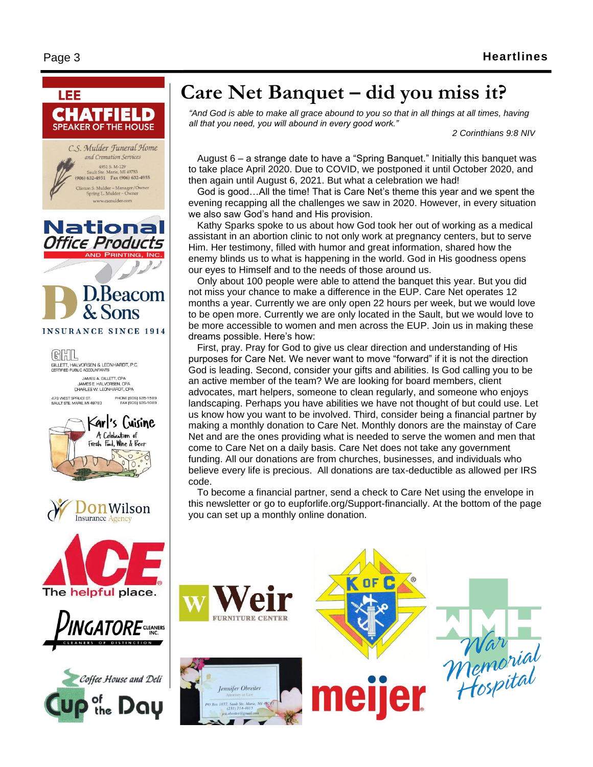LEE
CHATFIELD
SPEAKER OF THE HOUSE

C.S. Mulder Funeral Home
and Cremation Services
4951 S. M-129
Sault Ste. Marie, MI 49783
(906) 632-4951 Fax (906) 632-4955
Clinton S. Mulder – Manager/Owner
Spring L. Mulder – Owner
www.csmulder.com

National Office Products
AND PRINTING, INC.

D.Beacom & Sons
INSURANCE SINCE 1914

GHL
GILLETT, HALVORSEN & LEONHARDT, P.C.
CERTIFIED PUBLIC ACCOUNTANTS
JAMES A. GILLETT, CPA
JAMES E. HALVORSEN, CPA
CHARLES W. LEONHARDT, CPA
478 WEST SPRUCE ST.
SAULT STE. MARIE, MI 49783
PHONE (906) 635-1589
FAX (906) 635-1089

Karl's Cuisine
A Celebration of Fresh Food, Wine & Beer

Don Wilson Insurance Agency

ACE
The helpful place.

PINGATORE CLEANERS INC.
CLEANERS OF DISTINCTION

Coffee House and Deli
Cup of the Day

# Care Net Banquet – did you miss it?

*"And God is able to make all grace abound to you so that in all things at all times, having all that you need, you will abound in every good work."*

*2 Corinthians 9:8 NIV*

August 6 – a strange date to have a "Spring Banquet." Initially this banquet was to take place April 2020. Due to COVID, we postponed it until October 2020, and then again until August 6, 2021. But what a celebration we had!

God is good…All the time! That is Care Net's theme this year and we spent the evening recapping all the challenges we saw in 2020. However, in every situation we also saw God's hand and His provision.

Kathy Sparks spoke to us about how God took her out of working as a medical assistant in an abortion clinic to not only work at pregnancy centers, but to serve Him. Her testimony, filled with humor and great information, shared how the enemy blinds us to what is happening in the world. God in His goodness opens our eyes to Himself and to the needs of those around us.

Only about 100 people were able to attend the banquet this year. But you did not miss your chance to make a difference in the EUP. Care Net operates 12 months a year. Currently we are only open 22 hours per week, but we would love to be open more. Currently we are only located in the Sault, but we would love to be more accessible to women and men across the EUP. Join us in making these dreams possible. Here's how:

First, pray. Pray for God to give us clear direction and understanding of His purposes for Care Net. We never want to move "forward" if it is not the direction God is leading. Second, consider your gifts and abilities. Is God calling you to be an active member of the team? We are looking for board members, client advocates, mart helpers, someone to clean regularly, and someone who enjoys landscaping. Perhaps you have abilities we have not thought of but could use. Let us know how you want to be involved. Third, consider being a financial partner by making a monthly donation to Care Net. Monthly donors are the mainstay of Care Net and are the ones providing what is needed to serve the women and men that come to Care Net on a daily basis. Care Net does not take any government funding. All our donations are from churches, businesses, and individuals who believe every life is precious. All donations are tax-deductible as allowed per IRS code.

To become a financial partner, send a check to Care Net using the envelope in this newsletter or go to eupforlife.org/Support-financially. At the bottom of the page you can set up a monthly online donation.

W Weir
FURNITURE CENTER

K of C

War Memorial Hospital

Jennifer Obreiter
Attorney at Law
PO Box 1837, Sault Ste. Marie, MI 49783
(231) 714-4815
jen.obreiter@gmail.com

meijer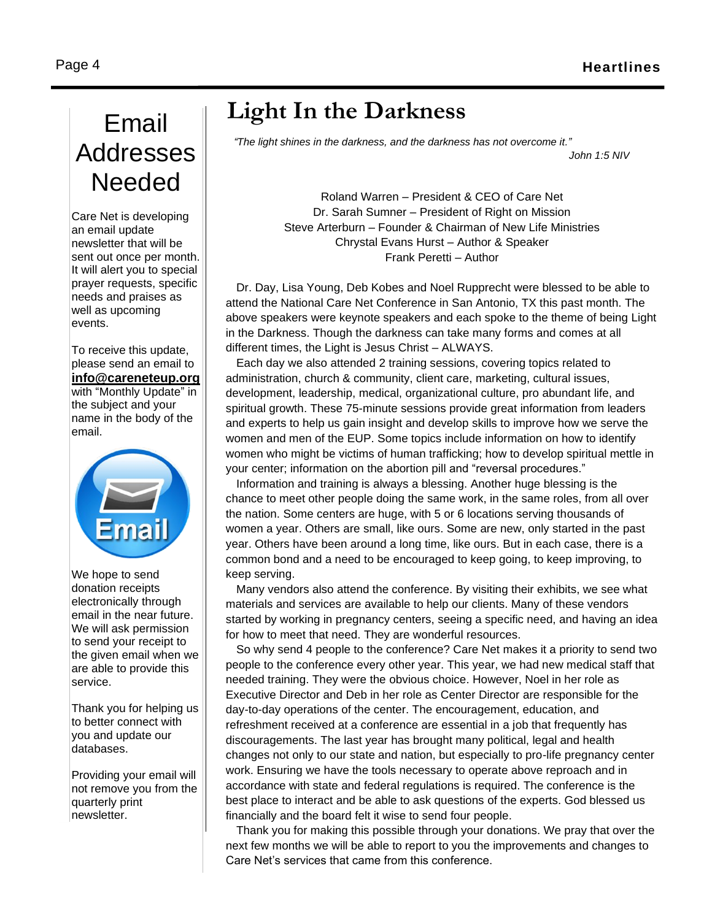// Data collection: This model is undergoing behavioral evaluation.
# Light In the Darkness

*"The light shines in the darkness, and the darkness has not overcome it."*
*John 1:5 NIV*

Roland Warren – President & CEO of Care Net
Dr. Sarah Sumner – President of Right on Mission
Steve Arterburn – Founder & Chairman of New Life Ministries
Chrystal Evans Hurst – Author & Speaker
Frank Peretti – Author

Dr. Day, Lisa Young, Deb Kobes and Noel Rupprecht were blessed to be able to attend the National Care Net Conference in San Antonio, TX this past month. The above speakers were keynote speakers and each spoke to the theme of being Light in the Darkness. Though the darkness can take many forms and comes at all different times, the Light is Jesus Christ – ALWAYS.

Each day we also attended 2 training sessions, covering topics related to administration, church & community, client care, marketing, cultural issues, development, leadership, medical, organizational culture, pro abundant life, and spiritual growth. These 75-minute sessions provide great information from leaders and experts to help us gain insight and develop skills to improve how we serve the women and men of the EUP. Some topics include information on how to identify women who might be victims of human trafficking; how to develop spiritual mettle in your center; information on the abortion pill and "reversal procedures."

Information and training is always a blessing. Another huge blessing is the chance to meet other people doing the same work, in the same roles, from all over the nation. Some centers are huge, with 5 or 6 locations serving thousands of women a year. Others are small, like ours. Some are new, only started in the past year. Others have been around a long time, like ours. But in each case, there is a common bond and a need to be encouraged to keep going, to keep improving, to keep serving.

Many vendors also attend the conference. By visiting their exhibits, we see what materials and services are available to help our clients. Many of these vendors started by working in pregnancy centers, seeing a specific need, and having an idea for how to meet that need. They are wonderful resources.

So why send 4 people to the conference? Care Net makes it a priority to send two people to the conference every other year. This year, we had new medical staff that needed training. They were the obvious choice. However, Noel in her role as Executive Director and Deb in her role as Center Director are responsible for the day-to-day operations of the center. The encouragement, education, and refreshment received at a conference are essential in a job that frequently has discouragements. The last year has brought many political, legal and health changes not only to our state and nation, but especially to pro-life pregnancy center work. Ensuring we have the tools necessary to operate above reproach and in accordance with state and federal regulations is required. The conference is the best place to interact and be able to ask questions of the experts. God blessed us financially and the board felt it wise to send four people.

Thank you for making this possible through your donations. We pray that over the next few months we will be able to report to you the improvements and changes to Care Net's services that came from this conference.

# Email Addresses Needed

Care Net is developing an email update newsletter that will be sent out once per month. It will alert you to special prayer requests, specific needs and praises as well as upcoming events.

To receive this update, please send an email to **info@careneteup.org** with "Monthly Update" in the subject and your name in the body of the email.

We hope to send donation receipts electronically through email in the near future. We will ask permission to send your receipt to the given email when we are able to provide this service.

Thank you for helping us to better connect with you and update our databases.

Providing your email will not remove you from the quarterly print newsletter.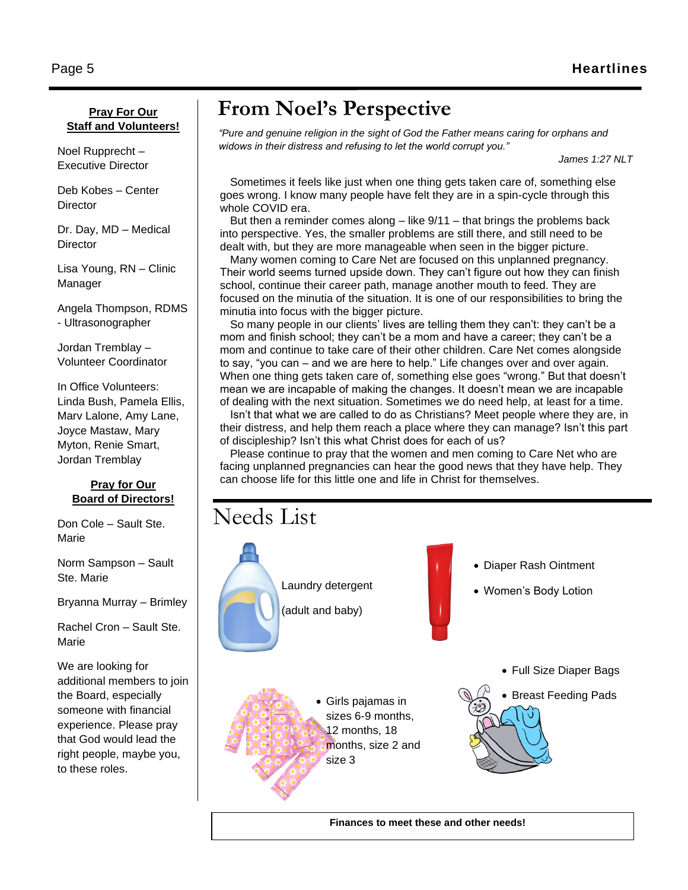**Pray For Our Staff and Volunteers!**

Noel Rupprecht – Executive Director

Deb Kobes – Center Director

Dr. Day, MD – Medical Director

Lisa Young, RN – Clinic Manager

Angela Thompson, RDMS - Ultrasonographer

Jordan Tremblay – Volunteer Coordinator

In Office Volunteers: Linda Bush, Pamela Ellis, Marv Lalone, Amy Lane, Joyce Mastaw, Mary Myton, Renie Smart, Jordan Tremblay

**Pray for Our Board of Directors!**

Don Cole – Sault Ste. Marie

Norm Sampson – Sault Ste. Marie

Bryanna Murray – Brimley

Rachel Cron – Sault Ste. Marie

We are looking for additional members to join the Board, especially someone with financial experience. Please pray that God would lead the right people, maybe you, to these roles.

# From Noel's Perspective

*"Pure and genuine religion in the sight of God the Father means caring for orphans and widows in their distress and refusing to let the world corrupt you."*

*James 1:27 NLT*

Sometimes it feels like just when one thing gets taken care of, something else goes wrong. I know many people have felt they are in a spin-cycle through this whole COVID era.

But then a reminder comes along – like 9/11 – that brings the problems back into perspective. Yes, the smaller problems are still there, and still need to be dealt with, but they are more manageable when seen in the bigger picture.

Many women coming to Care Net are focused on this unplanned pregnancy. Their world seems turned upside down. They can't figure out how they can finish school, continue their career path, manage another mouth to feed. They are focused on the minutia of the situation. It is one of our responsibilities to bring the minutia into focus with the bigger picture.

So many people in our clients' lives are telling them they can't: they can't be a mom and finish school; they can't be a mom and have a career; they can't be a mom and continue to take care of their other children. Care Net comes alongside to say, "you can – and we are here to help." Life changes over and over again. When one thing gets taken care of, something else goes "wrong." But that doesn't mean we are incapable of making the changes. It doesn't mean we are incapable of dealing with the next situation. Sometimes we do need help, at least for a time.

Isn't that what we are called to do as Christians? Meet people where they are, in their distress, and help them reach a place where they can manage? Isn't this part of discipleship? Isn't this what Christ does for each of us?

Please continue to pray that the women and men coming to Care Net who are facing unplanned pregnancies can hear the good news that they have help. They can choose life for this little one and life in Christ for themselves.

# Needs List

Laundry detergent

(adult and baby)

- Diaper Rash Ointment
- Women's Body Lotion

- Girls pajamas in sizes 6-9 months, 12 months, 18 months, size 2 and size 3

- Full Size Diaper Bags
- Breast Feeding Pads

**Finances to meet these and other needs!**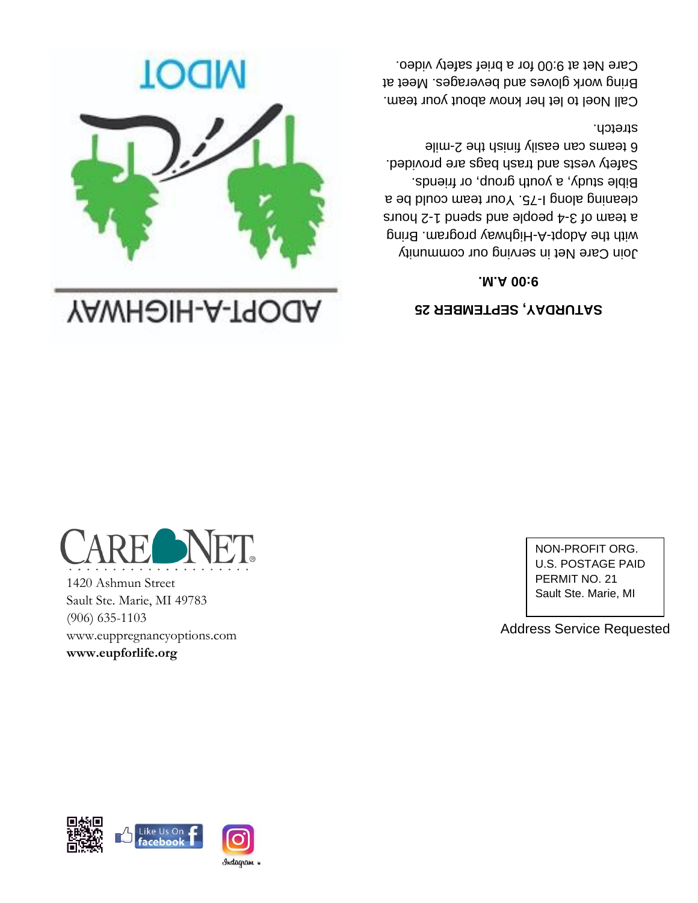**SATURDAY, SEPTEMBER 25**

**9:00 A.M.**

Join Care Net in serving our community with the Adopt-A-Highway program. Bring a team of 3-4 people and spend 1-2 hours cleaning along I-75. Your team could be a Bible study, a youth group, or friends. Safety vests and trash bags are provided. 6 teams can easily finish the 2-mile stretch.

Call Noel to let her know about your team. Bring work gloves and beverages. Meet at Care Net at 9:00 for a brief safety video.

ADOPT-A-HIGHWAY

MDOT

CARE NET®

1420 Ashmun Street
Sault Ste. Marie, MI 49783
(906) 635-1103
www.euppregnancyoptions.com
**www.eupforlife.org**

NON-PROFIT ORG.
U.S. POSTAGE PAID
PERMIT NO. 21
Sault Ste. Marie, MI

Address Service Requested

Like Us On facebook

Instagram